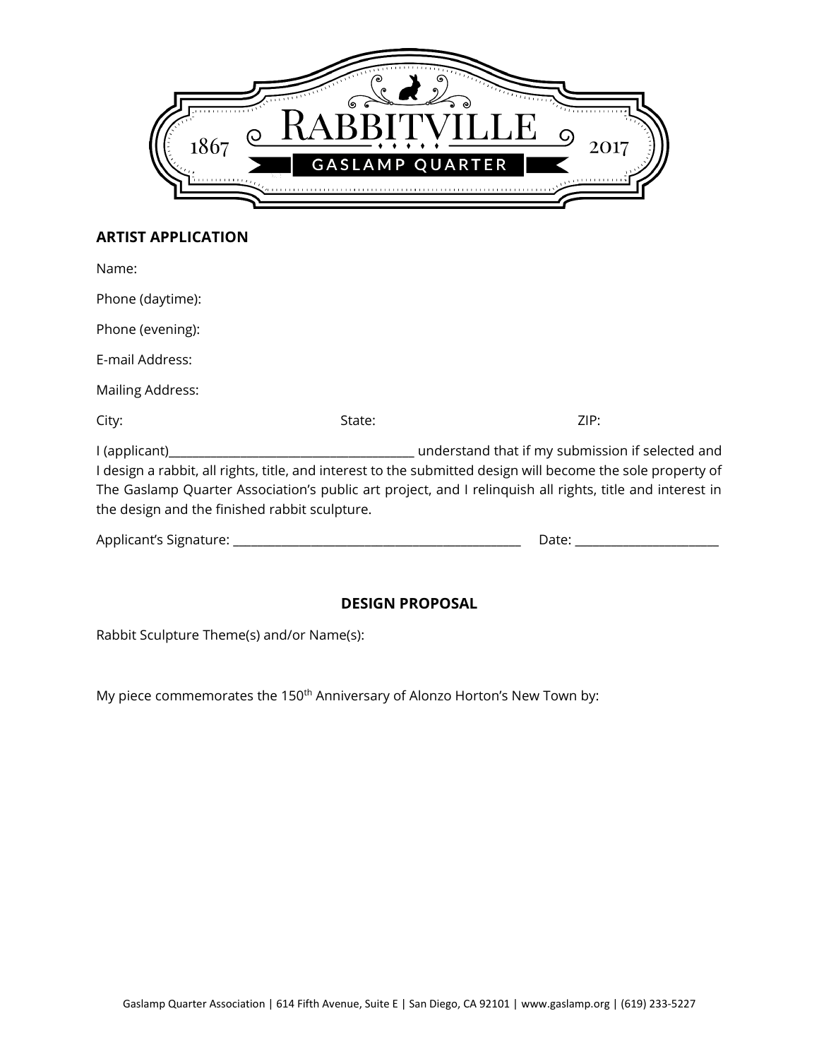1867 RABBITVILLE 2017

GASLAMP QUARTER

**ARTIST APPLICATION**

Name:

Phone (daytime):

Phone (evening):

E-mail Address:

Mailing Address:

City: State: ZIP:

I (applicant)________________________________________ understand that if my submission if selected and I design a rabbit, all rights, title, and interest to the submitted design will become the sole property of The Gaslamp Quarter Association's public art project, and I relinquish all rights, title and interest in the design and the finished rabbit sculpture.

Applicant's Signature: _______________________________________________ Date: _______________________

**DESIGN PROPOSAL**

Rabbit Sculpture Theme(s) and/or Name(s):

My piece commemorates the 150th Anniversary of Alonzo Horton's New Town by:

Gaslamp Quarter Association | 614 Fifth Avenue, Suite E | San Diego, CA 92101 | www.gaslamp.org | (619) 233-5227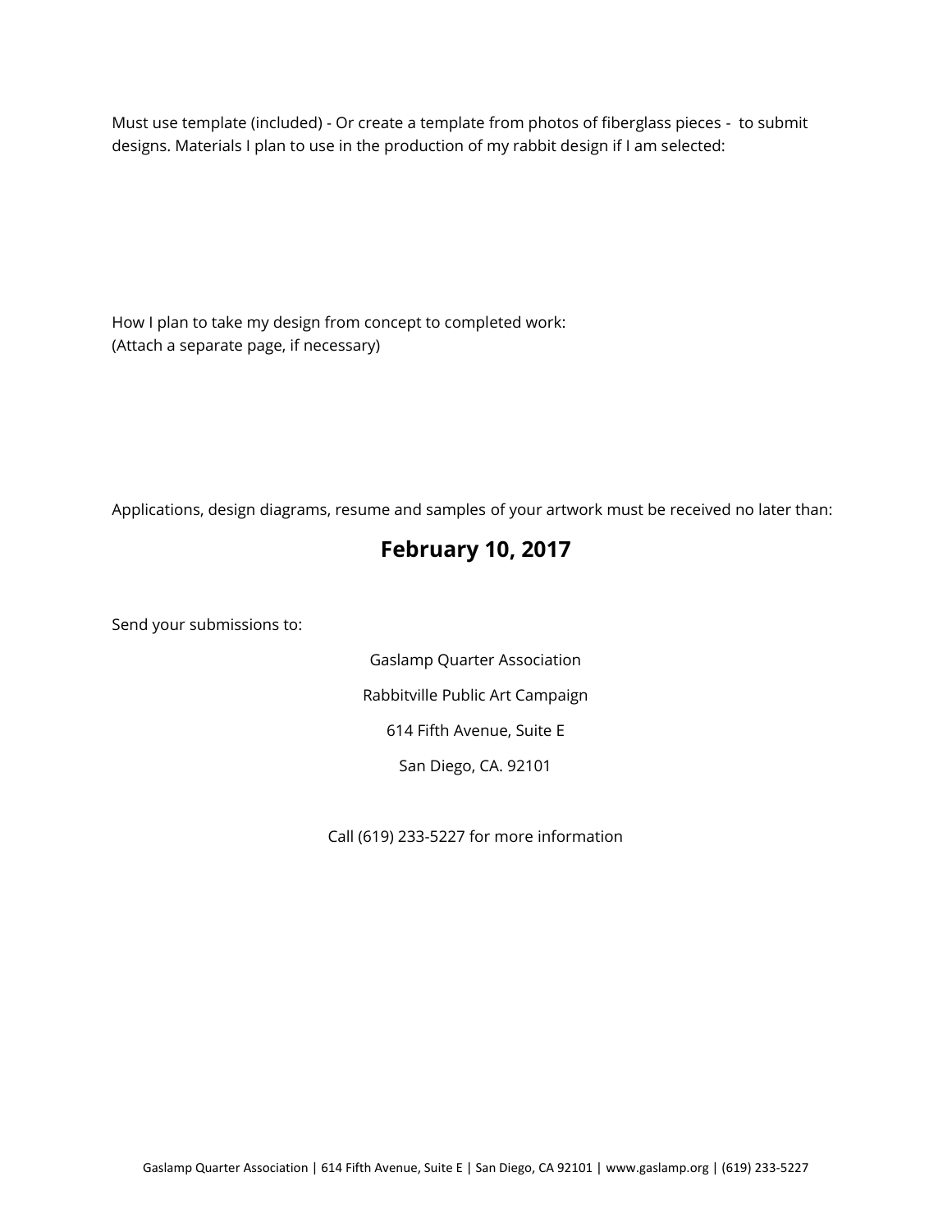Must use template (included) - Or create a template from photos of fiberglass pieces - to submit designs. Materials I plan to use in the production of my rabbit design if I am selected:

How I plan to take my design from concept to completed work:
(Attach a separate page, if necessary)

Applications, design diagrams, resume and samples of your artwork must be received no later than:

## **February 10, 2017**

Send your submissions to:

Gaslamp Quarter Association

Rabbitville Public Art Campaign

614 Fifth Avenue, Suite E

San Diego, CA. 92101

Call (619) 233-5227 for more information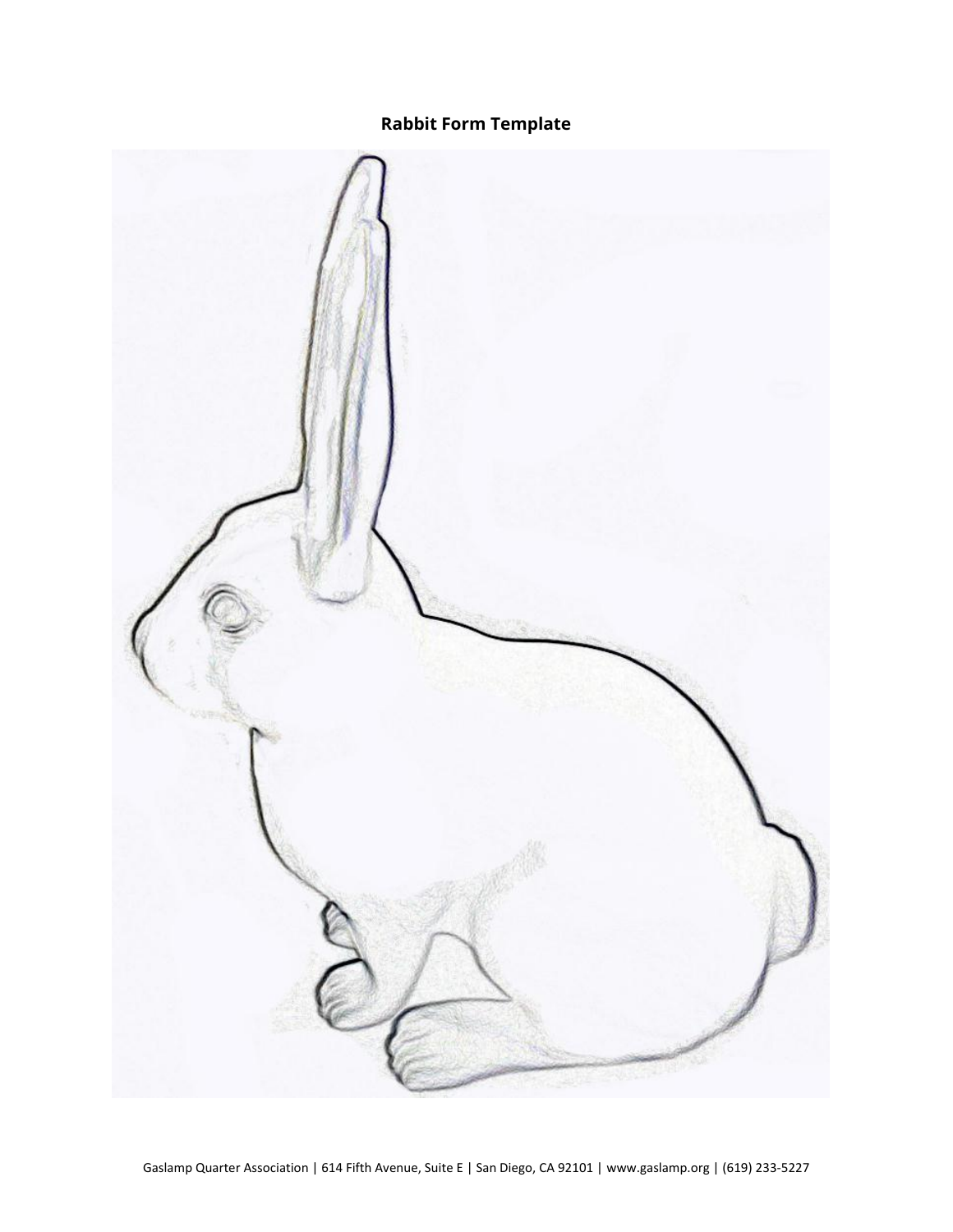**Rabbit Form Template**

Gaslamp Quarter Association | 614 Fifth Avenue, Suite E | San Diego, CA 92101 | www.gaslamp.org | (619) 233-5227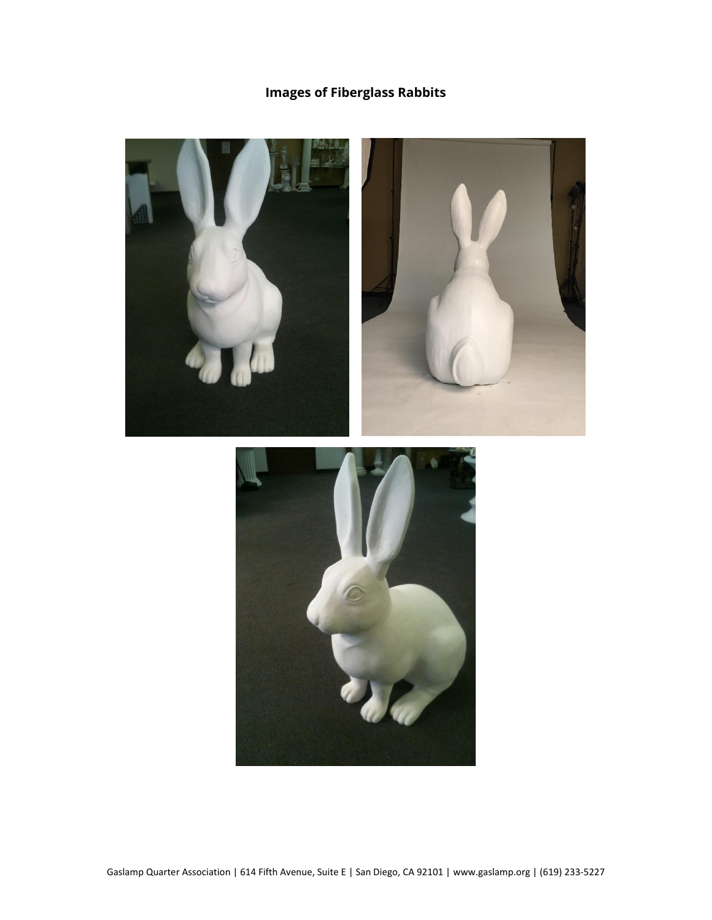**Images of Fiberglass Rabbits**